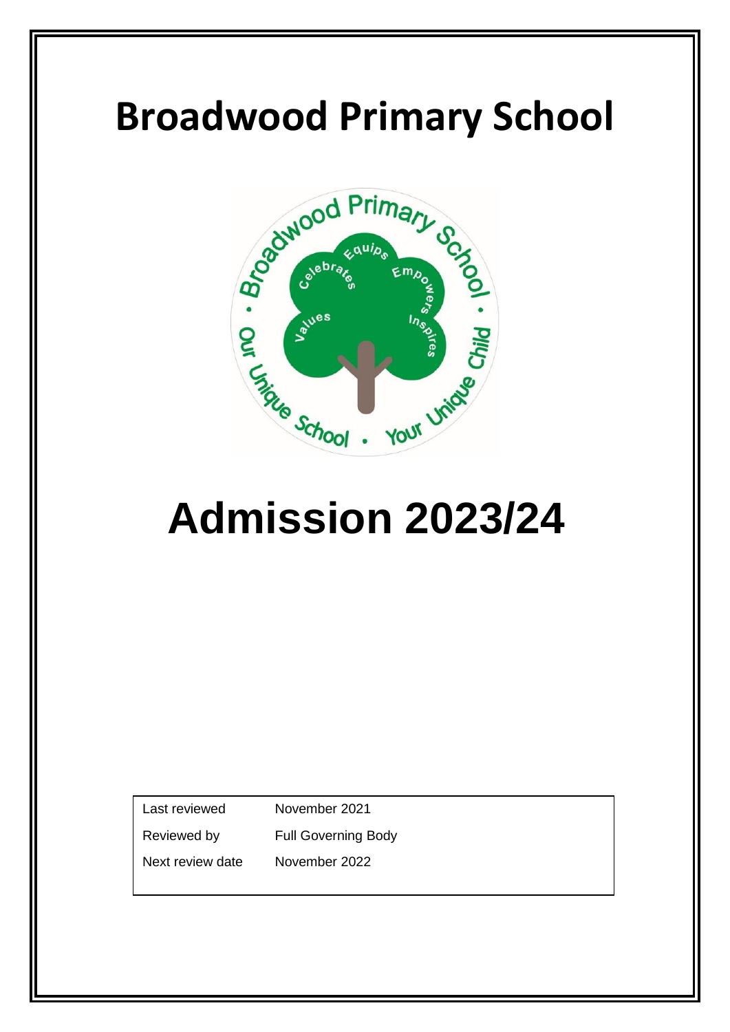# Broadwood Primary School

# Admission 2023/24

| Last reviewed | November 2021 |
|---|---|
| Reviewed by | Full Governing Body |
| Next review date | November 2022 |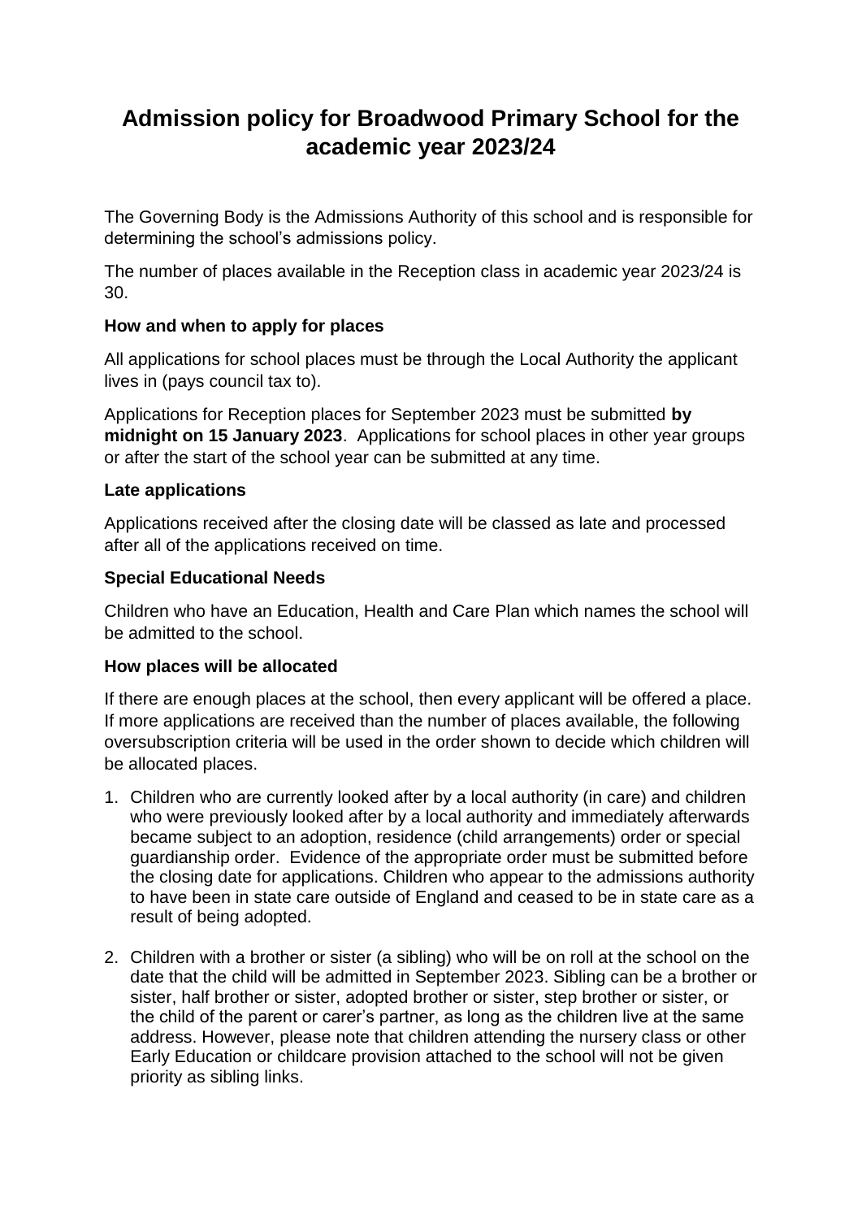# Admission policy for Broadwood Primary School for the academic year 2023/24

The Governing Body is the Admissions Authority of this school and is responsible for determining the school's admissions policy.

The number of places available in the Reception class in academic year 2023/24 is 30.

**How and when to apply for places**

All applications for school places must be through the Local Authority the applicant lives in (pays council tax to).

Applications for Reception places for September 2023 must be submitted **by midnight on 15 January 2023**. Applications for school places in other year groups or after the start of the school year can be submitted at any time.

**Late applications**

Applications received after the closing date will be classed as late and processed after all of the applications received on time.

**Special Educational Needs**

Children who have an Education, Health and Care Plan which names the school will be admitted to the school.

**How places will be allocated**

If there are enough places at the school, then every applicant will be offered a place. If more applications are received than the number of places available, the following oversubscription criteria will be used in the order shown to decide which children will be allocated places.

1. Children who are currently looked after by a local authority (in care) and children who were previously looked after by a local authority and immediately afterwards became subject to an adoption, residence (child arrangements) order or special guardianship order. Evidence of the appropriate order must be submitted before the closing date for applications. Children who appear to the admissions authority to have been in state care outside of England and ceased to be in state care as a result of being adopted.

2. Children with a brother or sister (a sibling) who will be on roll at the school on the date that the child will be admitted in September 2023. Sibling can be a brother or sister, half brother or sister, adopted brother or sister, step brother or sister, or the child of the parent or carer's partner, as long as the children live at the same address. However, please note that children attending the nursery class or other Early Education or childcare provision attached to the school will not be given priority as sibling links.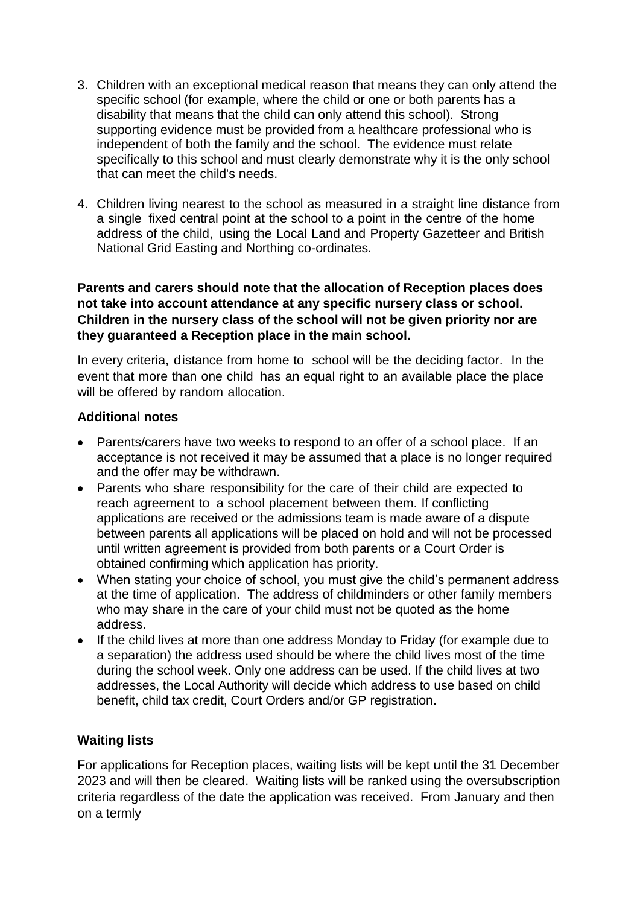3. Children with an exceptional medical reason that means they can only attend the specific school (for example, where the child or one or both parents has a disability that means that the child can only attend this school). Strong supporting evidence must be provided from a healthcare professional who is independent of both the family and the school. The evidence must relate specifically to this school and must clearly demonstrate why it is the only school that can meet the child's needs.

4. Children living nearest to the school as measured in a straight line distance from a single fixed central point at the school to a point in the centre of the home address of the child, using the Local Land and Property Gazetteer and British National Grid Easting and Northing co-ordinates.

**Parents and carers should note that the allocation of Reception places does not take into account attendance at any specific nursery class or school. Children in the nursery class of the school will not be given priority nor are they guaranteed a Reception place in the main school.**

In every criteria, distance from home to school will be the deciding factor. In the event that more than one child has an equal right to an available place the place will be offered by random allocation.

### Additional notes

- Parents/carers have two weeks to respond to an offer of a school place. If an acceptance is not received it may be assumed that a place is no longer required and the offer may be withdrawn.
- Parents who share responsibility for the care of their child are expected to reach agreement to a school placement between them. If conflicting applications are received or the admissions team is made aware of a dispute between parents all applications will be placed on hold and will not be processed until written agreement is provided from both parents or a Court Order is obtained confirming which application has priority.
- When stating your choice of school, you must give the child's permanent address at the time of application. The address of childminders or other family members who may share in the care of your child must not be quoted as the home address.
- If the child lives at more than one address Monday to Friday (for example due to a separation) the address used should be where the child lives most of the time during the school week. Only one address can be used. If the child lives at two addresses, the Local Authority will decide which address to use based on child benefit, child tax credit, Court Orders and/or GP registration.

### Waiting lists

For applications for Reception places, waiting lists will be kept until the 31 December 2023 and will then be cleared. Waiting lists will be ranked using the oversubscription criteria regardless of the date the application was received. From January and then on a termly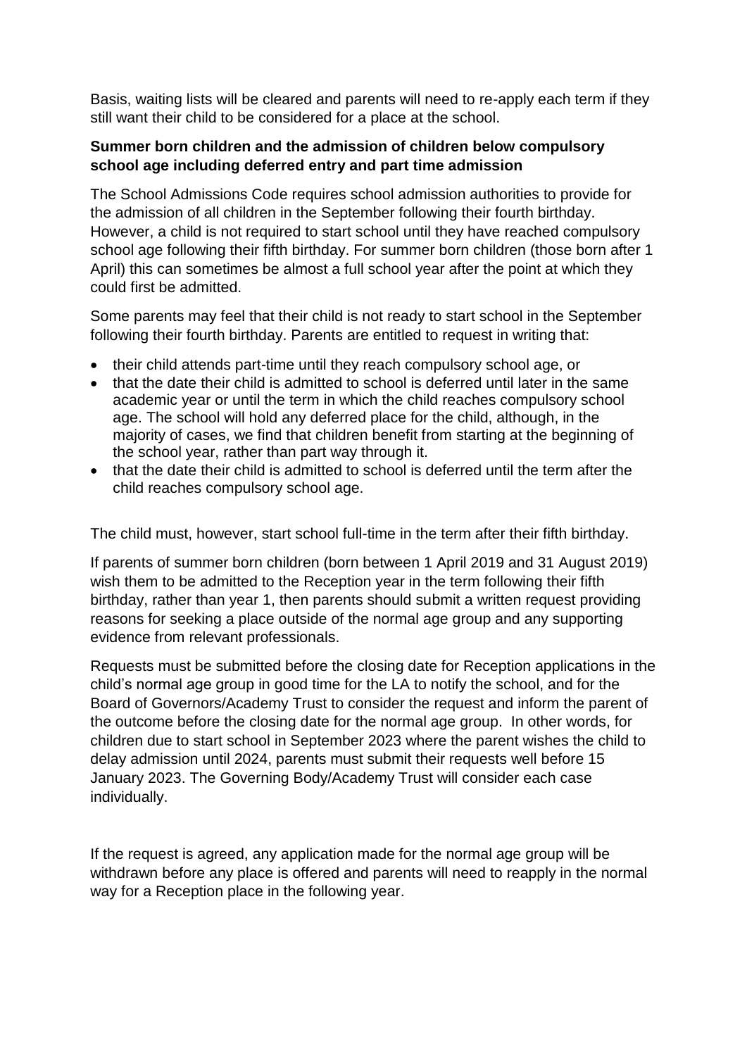Basis, waiting lists will be cleared and parents will need to re-apply each term if they still want their child to be considered for a place at the school.

**Summer born children and the admission of children below compulsory school age including deferred entry and part time admission**

The School Admissions Code requires school admission authorities to provide for the admission of all children in the September following their fourth birthday. However, a child is not required to start school until they have reached compulsory school age following their fifth birthday. For summer born children (those born after 1 April) this can sometimes be almost a full school year after the point at which they could first be admitted.

Some parents may feel that their child is not ready to start school in the September following their fourth birthday. Parents are entitled to request in writing that:

- their child attends part-time until they reach compulsory school age, or
- that the date their child is admitted to school is deferred until later in the same academic year or until the term in which the child reaches compulsory school age. The school will hold any deferred place for the child, although, in the majority of cases, we find that children benefit from starting at the beginning of the school year, rather than part way through it.
- that the date their child is admitted to school is deferred until the term after the child reaches compulsory school age.

The child must, however, start school full-time in the term after their fifth birthday.

If parents of summer born children (born between 1 April 2019 and 31 August 2019) wish them to be admitted to the Reception year in the term following their fifth birthday, rather than year 1, then parents should submit a written request providing reasons for seeking a place outside of the normal age group and any supporting evidence from relevant professionals.

Requests must be submitted before the closing date for Reception applications in the child's normal age group in good time for the LA to notify the school, and for the Board of Governors/Academy Trust to consider the request and inform the parent of the outcome before the closing date for the normal age group. In other words, for children due to start school in September 2023 where the parent wishes the child to delay admission until 2024, parents must submit their requests well before 15 January 2023. The Governing Body/Academy Trust will consider each case individually.

If the request is agreed, any application made for the normal age group will be withdrawn before any place is offered and parents will need to reapply in the normal way for a Reception place in the following year.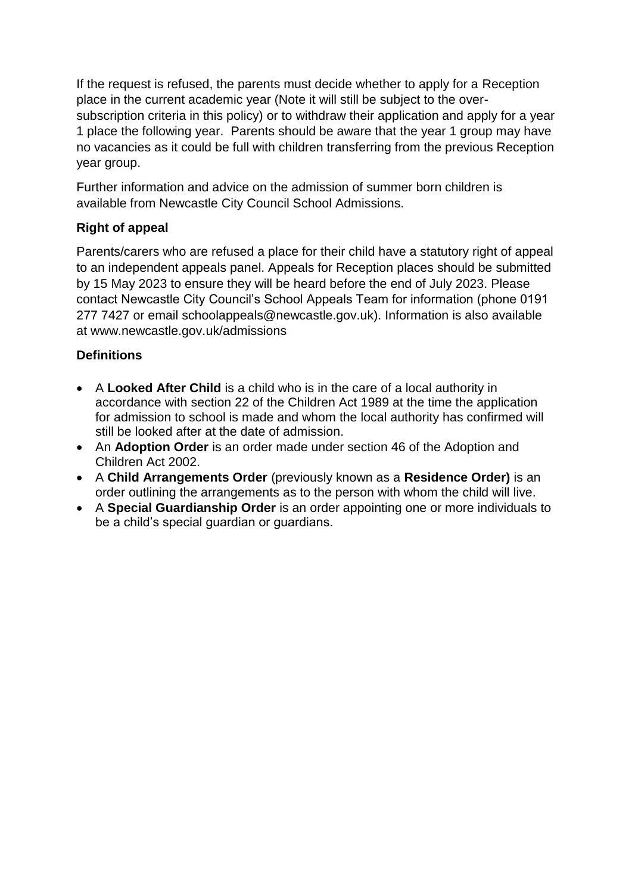If the request is refused, the parents must decide whether to apply for a Reception place in the current academic year (Note it will still be subject to the over-subscription criteria in this policy) or to withdraw their application and apply for a year 1 place the following year. Parents should be aware that the year 1 group may have no vacancies as it could be full with children transferring from the previous Reception year group.

Further information and advice on the admission of summer born children is available from Newcastle City Council School Admissions.

**Right of appeal**

Parents/carers who are refused a place for their child have a statutory right of appeal to an independent appeals panel. Appeals for Reception places should be submitted by 15 May 2023 to ensure they will be heard before the end of July 2023. Please contact Newcastle City Council's School Appeals Team for information (phone 0191 277 7427 or email schoolappeals@newcastle.gov.uk). Information is also available at www.newcastle.gov.uk/admissions

**Definitions**

- A **Looked After Child** is a child who is in the care of a local authority in accordance with section 22 of the Children Act 1989 at the time the application for admission to school is made and whom the local authority has confirmed will still be looked after at the date of admission.
- An **Adoption Order** is an order made under section 46 of the Adoption and Children Act 2002.
- A **Child Arrangements Order** (previously known as a **Residence Order)** is an order outlining the arrangements as to the person with whom the child will live.
- A **Special Guardianship Order** is an order appointing one or more individuals to be a child's special guardian or guardians.